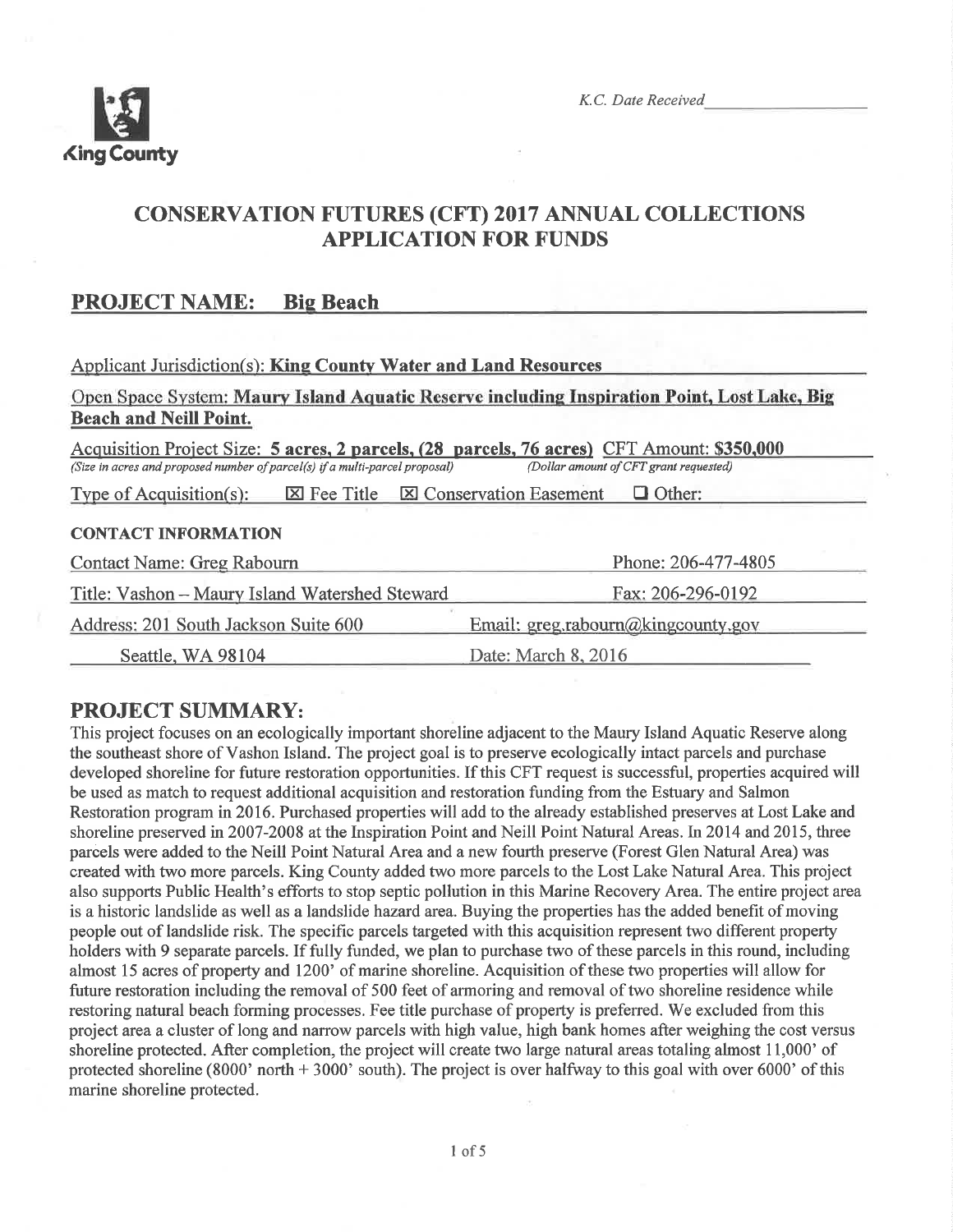King County

*K.C. Date Received* ____________

# CONSERVATION FUTURES (CFT) 2017 ANNUAL COLLECTIONS APPLICATION FOR FUNDS

## PROJECT NAME: Big Beach

Applicant Jurisdiction(s): **King County Water and Land Resources**

Open Space System: **Maury Island Aquatic Reserve including Inspiration Point, Lost Lake, Big Beach and Neill Point.**

Acquisition Project Size: **5 acres, 2 parcels, (28 parcels, 76 acres)** CFT Amount: **$350,000**
*(Size in acres and proposed number of parcel(s) if a multi-parcel proposal)* *(Dollar amount of CFT grant requested)*

Type of Acquisition(s): ☒ Fee Title ☒ Conservation Easement ☐ Other:

**CONTACT INFORMATION**

| | |
|---|---|
| Contact Name: Greg Rabourn | Phone: 206-477-4805 |
| Title: Vashon – Maury Island Watershed Steward | Fax: 206-296-0192 |
| Address: 201 South Jackson Suite 600 | Email: greg.rabourn@kingcounty.gov |
| Seattle, WA 98104 | Date: March 8, 2016 |

## PROJECT SUMMARY:

This project focuses on an ecologically important shoreline adjacent to the Maury Island Aquatic Reserve along the southeast shore of Vashon Island. The project goal is to preserve ecologically intact parcels and purchase developed shoreline for future restoration opportunities. If this CFT request is successful, properties acquired will be used as match to request additional acquisition and restoration funding from the Estuary and Salmon Restoration program in 2016. Purchased properties will add to the already established preserves at Lost Lake and shoreline preserved in 2007-2008 at the Inspiration Point and Neill Point Natural Areas. In 2014 and 2015, three parcels were added to the Neill Point Natural Area and a new fourth preserve (Forest Glen Natural Area) was created with two more parcels. King County added two more parcels to the Lost Lake Natural Area. This project also supports Public Health's efforts to stop septic pollution in this Marine Recovery Area. The entire project area is a historic landslide as well as a landslide hazard area. Buying the properties has the added benefit of moving people out of landslide risk. The specific parcels targeted with this acquisition represent two different property holders with 9 separate parcels. If fully funded, we plan to purchase two of these parcels in this round, including almost 15 acres of property and 1200' of marine shoreline. Acquisition of these two properties will allow for future restoration including the removal of 500 feet of armoring and removal of two shoreline residence while restoring natural beach forming processes. Fee title purchase of property is preferred. We excluded from this project area a cluster of long and narrow parcels with high value, high bank homes after weighing the cost versus shoreline protected. After completion, the project will create two large natural areas totaling almost 11,000' of protected shoreline (8000' north + 3000' south). The project is over halfway to this goal with over 6000' of this marine shoreline protected.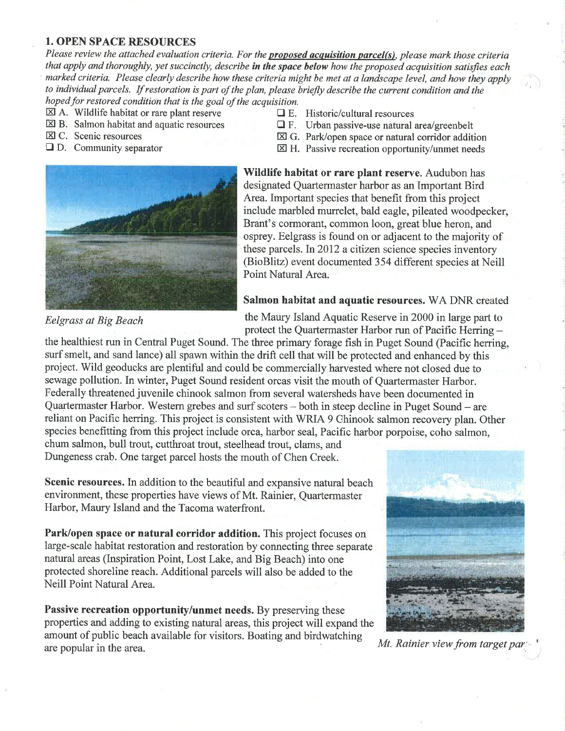## 1. OPEN SPACE RESOURCES

*Please review the attached evaluation criteria. For the* ***proposed acquisition parcel(s)****, please mark those criteria that apply and thoroughly, yet succinctly, describe* ***in the space below*** *how the proposed acquisition satisfies each marked criteria. Please clearly describe how these criteria might be met at a landscape level, and how they apply to individual parcels. If restoration is part of the plan, please briefly describe the current condition and the hoped for restored condition that is the goal of the acquisition.*

- ☒ A. Wildlife habitat or rare plant reserve
- ☒ B. Salmon habitat and aquatic resources
- ☒ C. Scenic resources
- ☐ D. Community separator
- ☐ E. Historic/cultural resources
- ☐ F. Urban passive-use natural area/greenbelt
- ☒ G. Park/open space or natural corridor addition
- ☒ H. Passive recreation opportunity/unmet needs

*Eelgrass at Big Beach*

**Wildlife habitat or rare plant reserve.** Audubon has designated Quartermaster harbor as an Important Bird Area. Important species that benefit from this project include marbled murrelet, bald eagle, pileated woodpecker, Brant's cormorant, common loon, great blue heron, and osprey. Eelgrass is found on or adjacent to the majority of these parcels. In 2012 a citizen science species inventory (BioBlitz) event documented 354 different species at Neill Point Natural Area.

**Salmon habitat and aquatic resources.** WA DNR created the Maury Island Aquatic Reserve in 2000 in large part to protect the Quartermaster Harbor run of Pacific Herring – the healthiest run in Central Puget Sound. The three primary forage fish in Puget Sound (Pacific herring, surf smelt, and sand lance) all spawn within the drift cell that will be protected and enhanced by this project. Wild geoducks are plentiful and could be commercially harvested where not closed due to sewage pollution. In winter, Puget Sound resident orcas visit the mouth of Quartermaster Harbor. Federally threatened juvenile chinook salmon from several watersheds have been documented in Quartermaster Harbor. Western grebes and surf scoters – both in steep decline in Puget Sound – are reliant on Pacific herring. This project is consistent with WRIA 9 Chinook salmon recovery plan. Other species benefitting from this project include orca, harbor seal, Pacific harbor porpoise, coho salmon, chum salmon, bull trout, cutthroat trout, steelhead trout, clams, and Dungeness crab. One target parcel hosts the mouth of Chen Creek.

**Scenic resources.** In addition to the beautiful and expansive natural beach environment, these properties have views of Mt. Rainier, Quartermaster Harbor, Maury Island and the Tacoma waterfront.

**Park/open space or natural corridor addition.** This project focuses on large-scale habitat restoration and restoration by connecting three separate natural areas (Inspiration Point, Lost Lake, and Big Beach) into one protected shoreline reach. Additional parcels will also be added to the Neill Point Natural Area.

**Passive recreation opportunity/unmet needs.** By preserving these properties and adding to existing natural areas, this project will expand the amount of public beach available for visitors. Boating and birdwatching are popular in the area.

*Mt. Rainier view from target par...*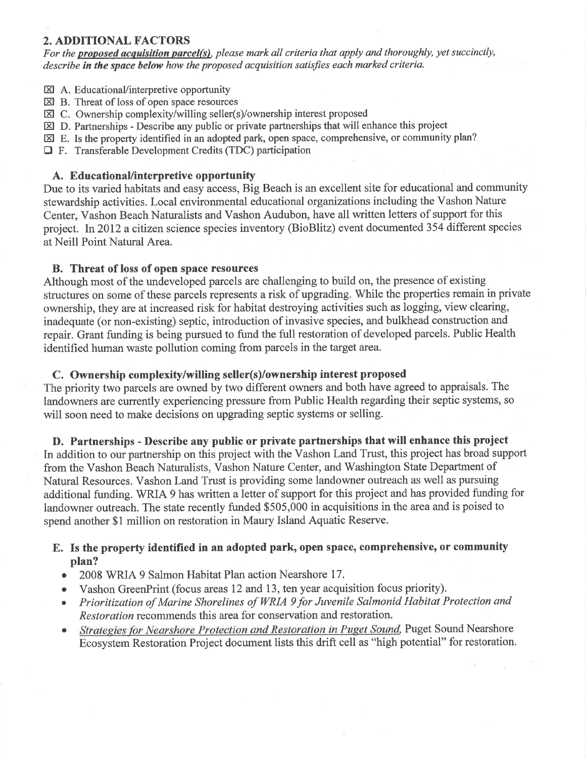## 2. ADDITIONAL FACTORS

*For the **proposed acquisition parcel(s)**, please mark all criteria that apply and thoroughly, yet succinctly, describe **in the space below** how the proposed acquisition satisfies each marked criteria.*

- ☒ A. Educational/interpretive opportunity
- ☒ B. Threat of loss of open space resources
- ☒ C. Ownership complexity/willing seller(s)/ownership interest proposed
- ☒ D. Partnerships - Describe any public or private partnerships that will enhance this project
- ☒ E. Is the property identified in an adopted park, open space, comprehensive, or community plan?
- ☐ F. Transferable Development Credits (TDC) participation

### A. Educational/interpretive opportunity

Due to its varied habitats and easy access, Big Beach is an excellent site for educational and community stewardship activities. Local environmental educational organizations including the Vashon Nature Center, Vashon Beach Naturalists and Vashon Audubon, have all written letters of support for this project. In 2012 a citizen science species inventory (BioBlitz) event documented 354 different species at Neill Point Natural Area.

### B. Threat of loss of open space resources

Although most of the undeveloped parcels are challenging to build on, the presence of existing structures on some of these parcels represents a risk of upgrading. While the properties remain in private ownership, they are at increased risk for habitat destroying activities such as logging, view clearing, inadequate (or non-existing) septic, introduction of invasive species, and bulkhead construction and repair. Grant funding is being pursued to fund the full restoration of developed parcels. Public Health identified human waste pollution coming from parcels in the target area.

### C. Ownership complexity/willing seller(s)/ownership interest proposed

The priority two parcels are owned by two different owners and both have agreed to appraisals. The landowners are currently experiencing pressure from Public Health regarding their septic systems, so will soon need to make decisions on upgrading septic systems or selling.

### D. Partnerships - Describe any public or private partnerships that will enhance this project

In addition to our partnership on this project with the Vashon Land Trust, this project has broad support from the Vashon Beach Naturalists, Vashon Nature Center, and Washington State Department of Natural Resources. Vashon Land Trust is providing some landowner outreach as well as pursuing additional funding. WRIA 9 has written a letter of support for this project and has provided funding for landowner outreach. The state recently funded $505,000 in acquisitions in the area and is poised to spend another $1 million on restoration in Maury Island Aquatic Reserve.

### E. Is the property identified in an adopted park, open space, comprehensive, or community plan?

- 2008 WRIA 9 Salmon Habitat Plan action Nearshore 17.
- Vashon GreenPrint (focus areas 12 and 13, ten year acquisition focus priority).
- *Prioritization of Marine Shorelines of WRIA 9 for Juvenile Salmonid Habitat Protection and Restoration* recommends this area for conservation and restoration.
- *Strategies for Nearshore Protection and Restoration in Puget Sound*, Puget Sound Nearshore Ecosystem Restoration Project document lists this drift cell as "high potential" for restoration.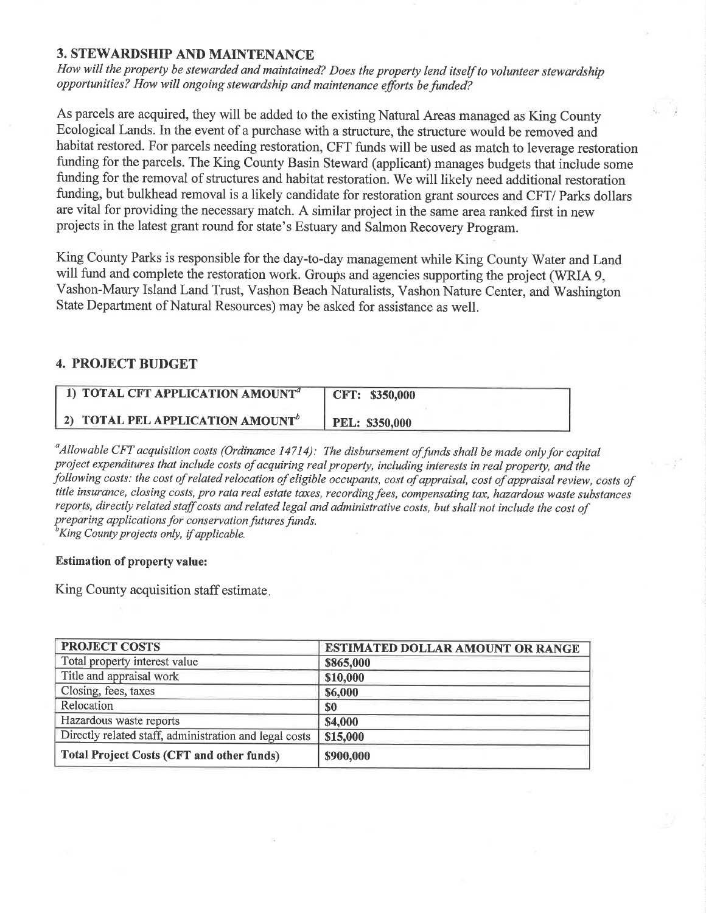## 3. STEWARDSHIP AND MAINTENANCE

*How will the property be stewarded and maintained? Does the property lend itself to volunteer stewardship opportunities? How will ongoing stewardship and maintenance efforts be funded?*

As parcels are acquired, they will be added to the existing Natural Areas managed as King County Ecological Lands. In the event of a purchase with a structure, the structure would be removed and habitat restored. For parcels needing restoration, CFT funds will be used as match to leverage restoration funding for the parcels. The King County Basin Steward (applicant) manages budgets that include some funding for the removal of structures and habitat restoration. We will likely need additional restoration funding, but bulkhead removal is a likely candidate for restoration grant sources and CFT/ Parks dollars are vital for providing the necessary match. A similar project in the same area ranked first in new projects in the latest grant round for state's Estuary and Salmon Recovery Program.

King County Parks is responsible for the day-to-day management while King County Water and Land will fund and complete the restoration work. Groups and agencies supporting the project (WRIA 9, Vashon-Maury Island Land Trust, Vashon Beach Naturalists, Vashon Nature Center, and Washington State Department of Natural Resources) may be asked for assistance as well.

## 4. PROJECT BUDGET

| | |
|---|---|
| **1) TOTAL CFT APPLICATION AMOUNT[a]** | **CFT: $350,000** |
| **2) TOTAL PEL APPLICATION AMOUNT[b]** | **PEL: $350,000** |

*[a]Allowable CFT acquisition costs (Ordinance 14714): The disbursement of funds shall be made only for capital project expenditures that include costs of acquiring real property, including interests in real property, and the following costs: the cost of related relocation of eligible occupants, cost of appraisal, cost of appraisal review, costs of title insurance, closing costs, pro rata real estate taxes, recording fees, compensating tax, hazardous waste substances reports, directly related staff costs and related legal and administrative costs, but shall not include the cost of preparing applications for conservation futures funds.*
*[b]King County projects only, if applicable.*

**Estimation of property value:**

King County acquisition staff estimate.

| PROJECT COSTS | ESTIMATED DOLLAR AMOUNT OR RANGE |
|---|---|
| Total property interest value | **$865,000** |
| Title and appraisal work | **$10,000** |
| Closing, fees, taxes | **$6,000** |
| Relocation | **$0** |
| Hazardous waste reports | **$4,000** |
| Directly related staff, administration and legal costs | **$15,000** |
| **Total Project Costs (CFT and other funds)** | **$900,000** |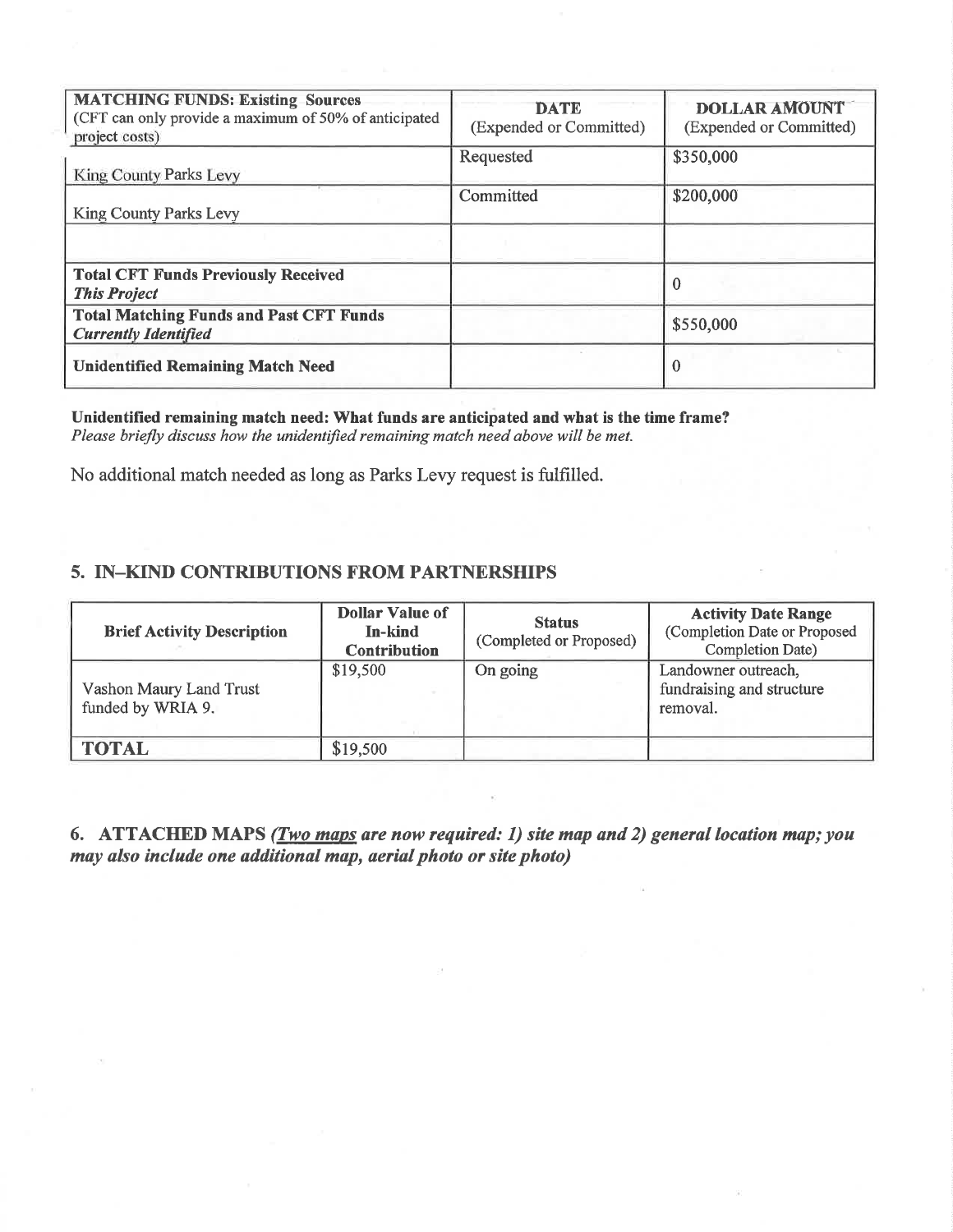| **MATCHING FUNDS: Existing Sources** (CFT can only provide a maximum of 50% of anticipated project costs) | **DATE** (Expended or Committed) | **DOLLAR AMOUNT** (Expended or Committed) |
| --- | --- | --- |
| King County Parks Levy | Requested | $350,000 |
| King County Parks Levy | Committed | $200,000 |
| | | |
| **Total CFT Funds Previously Received** ***This Project*** | | 0 |
| **Total Matching Funds and Past CFT Funds** ***Currently Identified*** | | $550,000 |
| **Unidentified Remaining Match Need** | | 0 |

**Unidentified remaining match need: What funds are anticipated and what is the time frame?**
*Please briefly discuss how the unidentified remaining match need above will be met.*

No additional match needed as long as Parks Levy request is fulfilled.

## 5. IN–KIND CONTRIBUTIONS FROM PARTNERSHIPS

| **Brief Activity Description** | **Dollar Value of In-kind Contribution** | **Status** (Completed or Proposed) | **Activity Date Range** (Completion Date or Proposed Completion Date) |
| --- | --- | --- | --- |
| Vashon Maury Land Trust funded by WRIA 9. | $19,500 | On going | Landowner outreach, fundraising and structure removal. |
| **TOTAL** | $19,500 | | |

## 6. ATTACHED MAPS *(Two maps are now required: 1) site map and 2) general location map; you may also include one additional map, aerial photo or site photo)*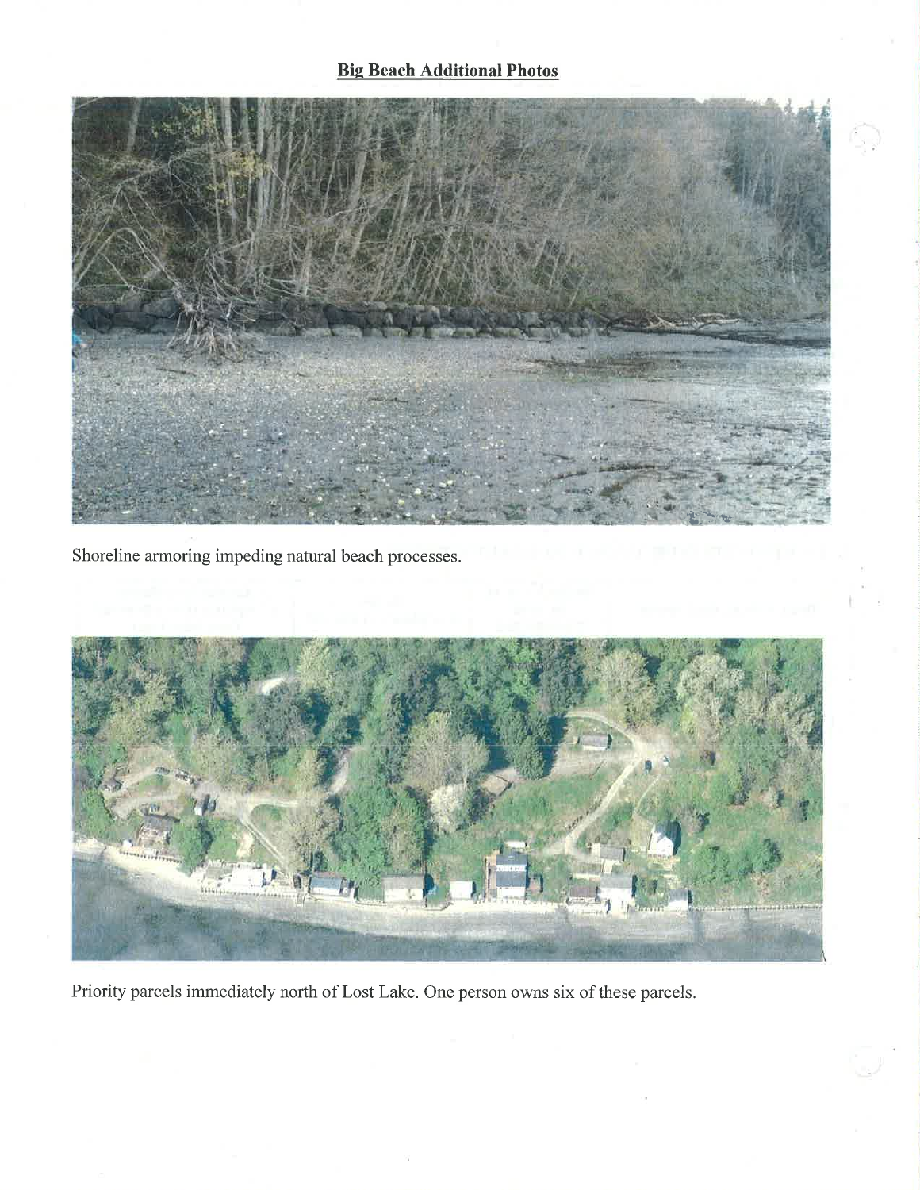## Big Beach Additional Photos

Shoreline armoring impeding natural beach processes.

Priority parcels immediately north of Lost Lake. One person owns six of these parcels.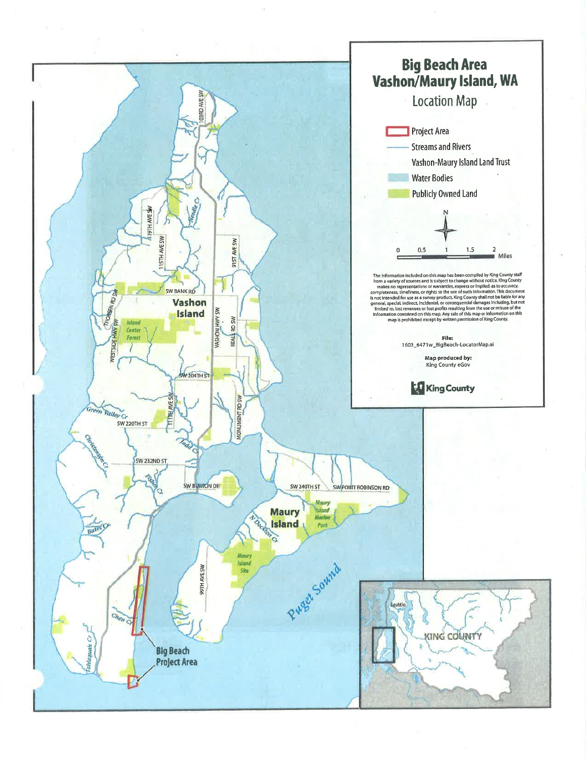# Big Beach Area
# Vashon/Maury Island, WA

## Location Map

- Project Area
- Streams and Rivers
- Vashon-Maury Island Land Trust
- Water Bodies
- Publicly Owned Land

N

0 0.5 1 1.5 2 Miles

The information included on this map has been compiled by King County staff from a variety of sources and is subject to change without notice. King County makes no representations or warranties, express or implied, as to accuracy, completeness, timeliness, or rights to the use of such information. This document is not intended for use as a survey product. King County shall not be liable for any general, special, indirect, incidental, or consequential damages including, but not limited to, lost revenues or lost profits resulting from the use or misuse of the information contained on this map. Any sale of this map or information on this map is prohibited except by written permission of King County.

**File:** 1603_6471w_BigBeach-LocatorMap.ai

**Map produced by:** King County eGov

King County

Vashon Island

Maury Island

Puget Sound

Big Beach Project Area

103RD AVE SW, 119TH AVE SW, 115TH AVE SW, 91ST AVE SW, SW BANK RD, THORSEN RD SW, WESTSIDE HWY SW, VASHON HWY SW, BEALL RD SW, SW 204TH ST, 111TH AVE SW, MONUMENT RD SW, SW 220TH ST, SW 232ND ST, SW BURTON DR, SW 240TH ST, SW POINT ROBINSON RD, 99TH AVE SW

Needle Cr, Green Valley Cr, Christensen Cr, Judd Cr, Fisher Cr, Bates Cr, Tahlequah Cr, Olsen Cr, N Dockton Cr

Island Center Forest, Maury Island Marine Park, Maury Island Site

Seattle, KING COUNTY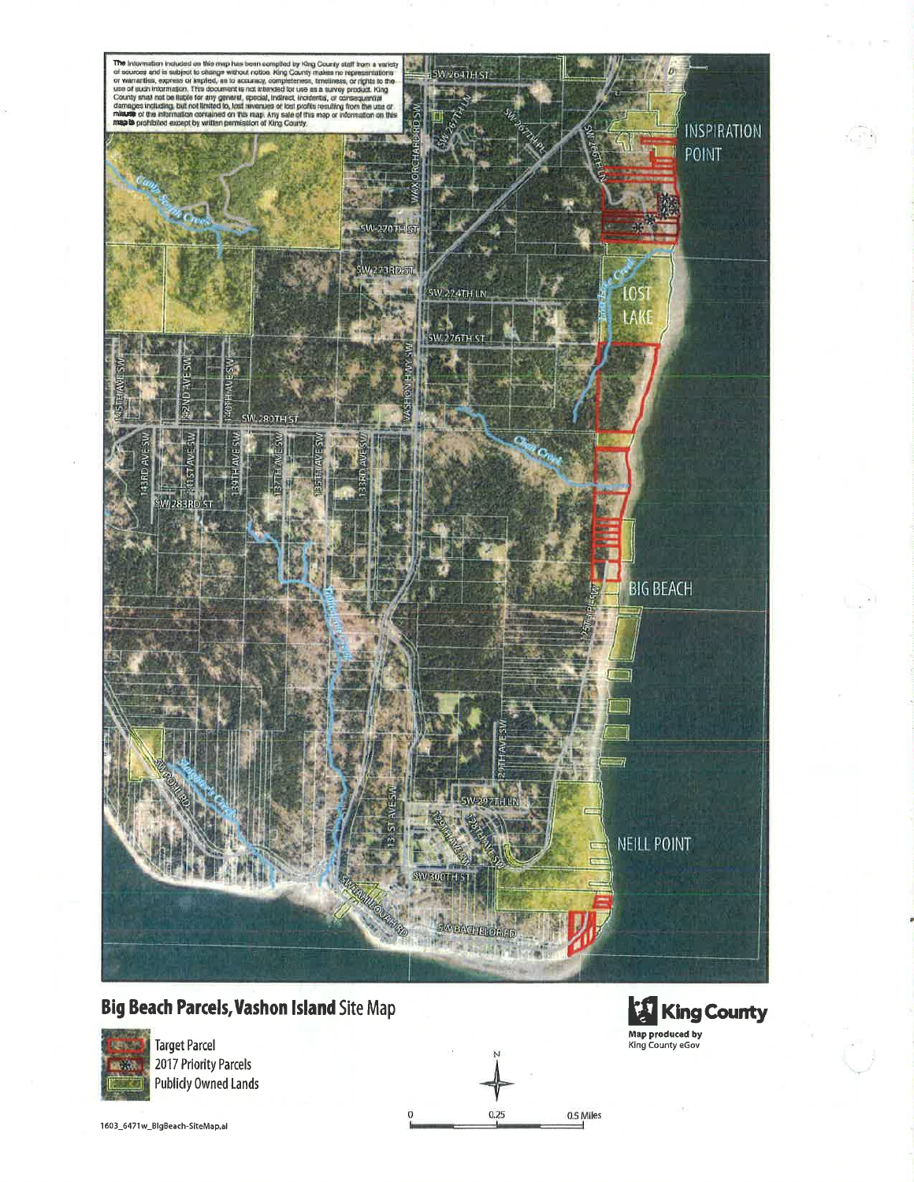The information included on this map has been compiled by King County staff from a variety of sources and is subject to change without notice. King County makes no representations or warranties, express or implied, as to accuracy, completeness, timeliness, or rights to the use of such information. This document is not intended for use as a survey product. King County shall not be liable for any general, special, indirect, incidental, or consequential damages including, but not limited to, lost revenues or lost profits resulting from the use or misuse of the information contained on this map. Any sale of this map or information on this map is prohibited except by written permission of King County.

INSPIRATION POINT

LOST LAKE

BIG BEACH

NEILL POINT

SW 264TH ST

SW 270TH ST

SW 273RD ST

SW 274TH LN

SW 276TH ST

SW 280TH ST

SW 283RD ST

SW 297TH LN

SW 300TH ST

SW BACHELOR RD

SW POINT RD

SW TAHLEQUAH RD

VASHON HWY SW

WAX ORCHARD RD SW

Camp Sealth Creek

Christensen Creek

Shinglemill Creek

Lost Lake Creek

Cherk Creek

# Big Beach Parcels, Vashon Island Site Map

Target Parcel

2017 Priority Parcels

Publicly Owned Lands

N

0 0.25 0.5 Miles

King County

Map produced by King County eGov

1603_6471w_BigBeach-SiteMap.ai